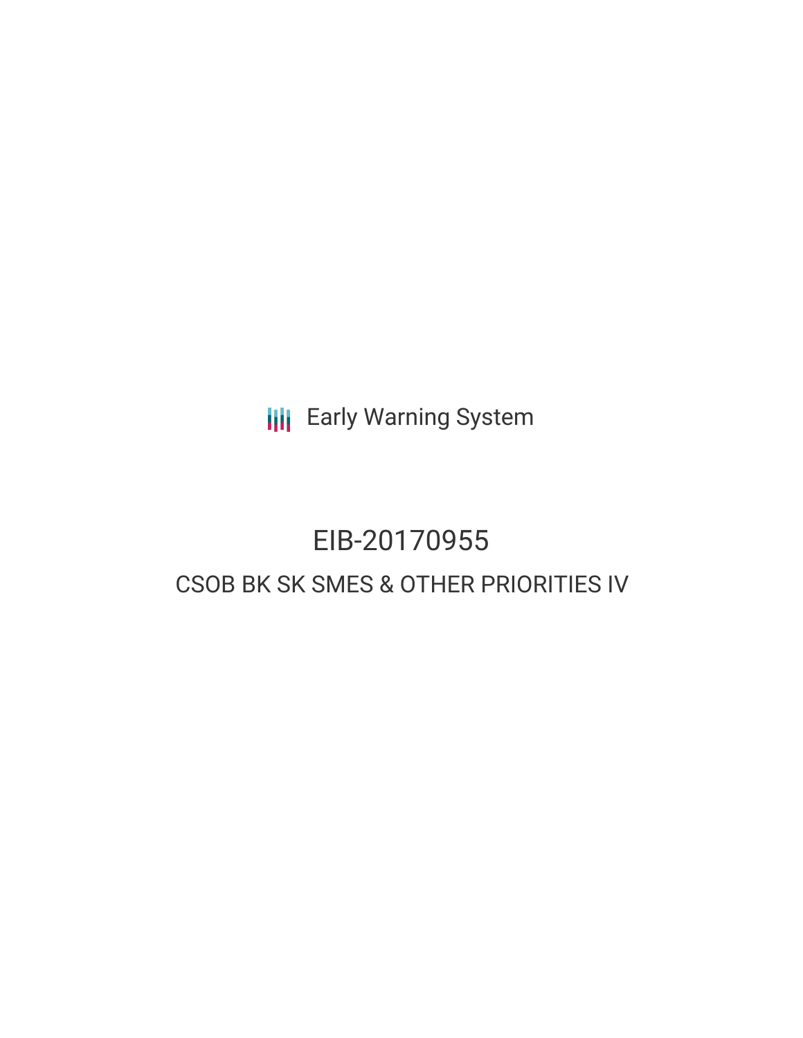Early Warning System

# EIB-20170955

## CSOB BK SK SMES & OTHER PRIORITIES IV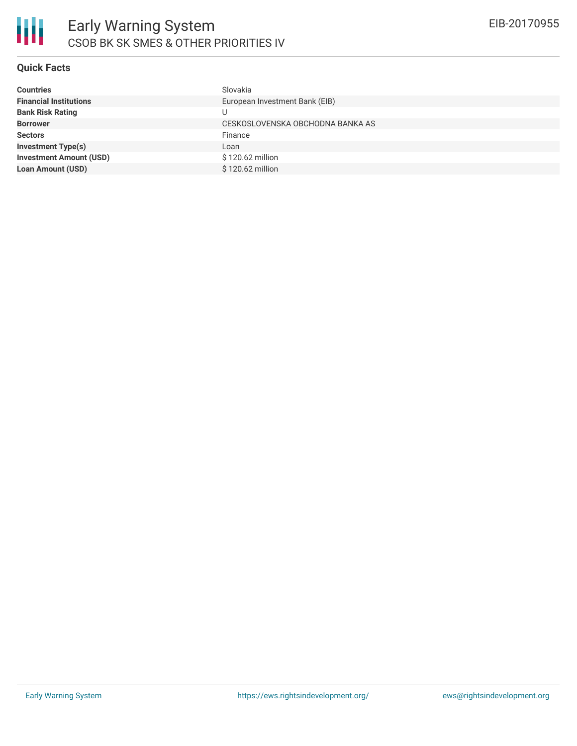# Early Warning System

## CSOB BK SK SMES & OTHER PRIORITIES IV

EIB-20170955

### Quick Facts

| | |
|---|---|
| **Countries** | Slovakia |
| **Financial Institutions** | European Investment Bank (EIB) |
| **Bank Risk Rating** | U |
| **Borrower** | CESKOSLOVENSKA OBCHODNA BANKA AS |
| **Sectors** | Finance |
| **Investment Type(s)** | Loan |
| **Investment Amount (USD)** | $ 120.62 million |
| **Loan Amount (USD)** | $ 120.62 million |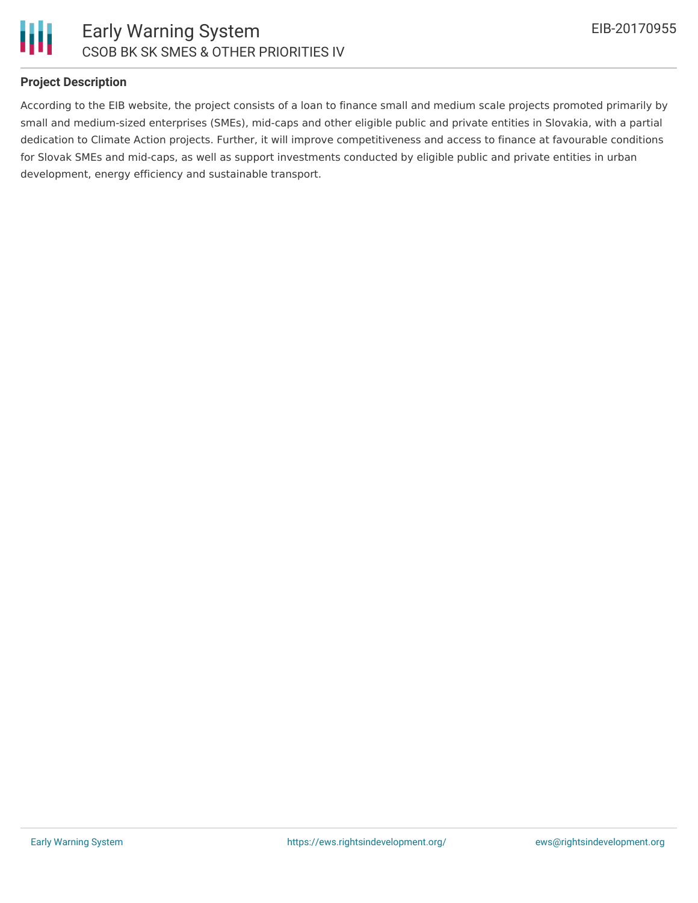## Project Description

According to the EIB website, the project consists of a loan to finance small and medium scale projects promoted primarily by small and medium-sized enterprises (SMEs), mid-caps and other eligible public and private entities in Slovakia, with a partial dedication to Climate Action projects. Further, it will improve competitiveness and access to finance at favourable conditions for Slovak SMEs and mid-caps, as well as support investments conducted by eligible public and private entities in urban development, energy efficiency and sustainable transport.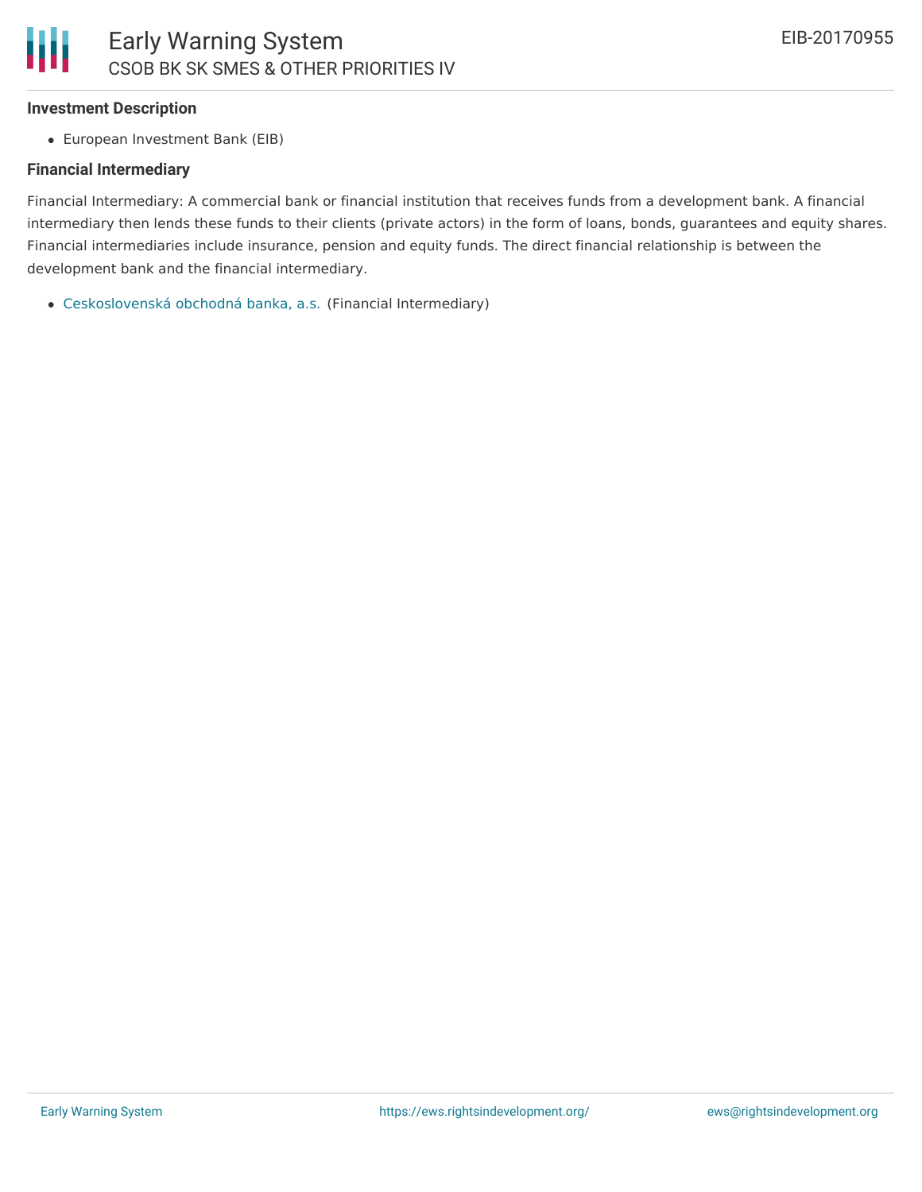### Investment Description

- European Investment Bank (EIB)

### Financial Intermediary

Financial Intermediary: A commercial bank or financial institution that receives funds from a development bank. A financial intermediary then lends these funds to their clients (private actors) in the form of loans, bonds, guarantees and equity shares. Financial intermediaries include insurance, pension and equity funds. The direct financial relationship is between the development bank and the financial intermediary.

- Ceskoslovenská obchodná banka, a.s. (Financial Intermediary)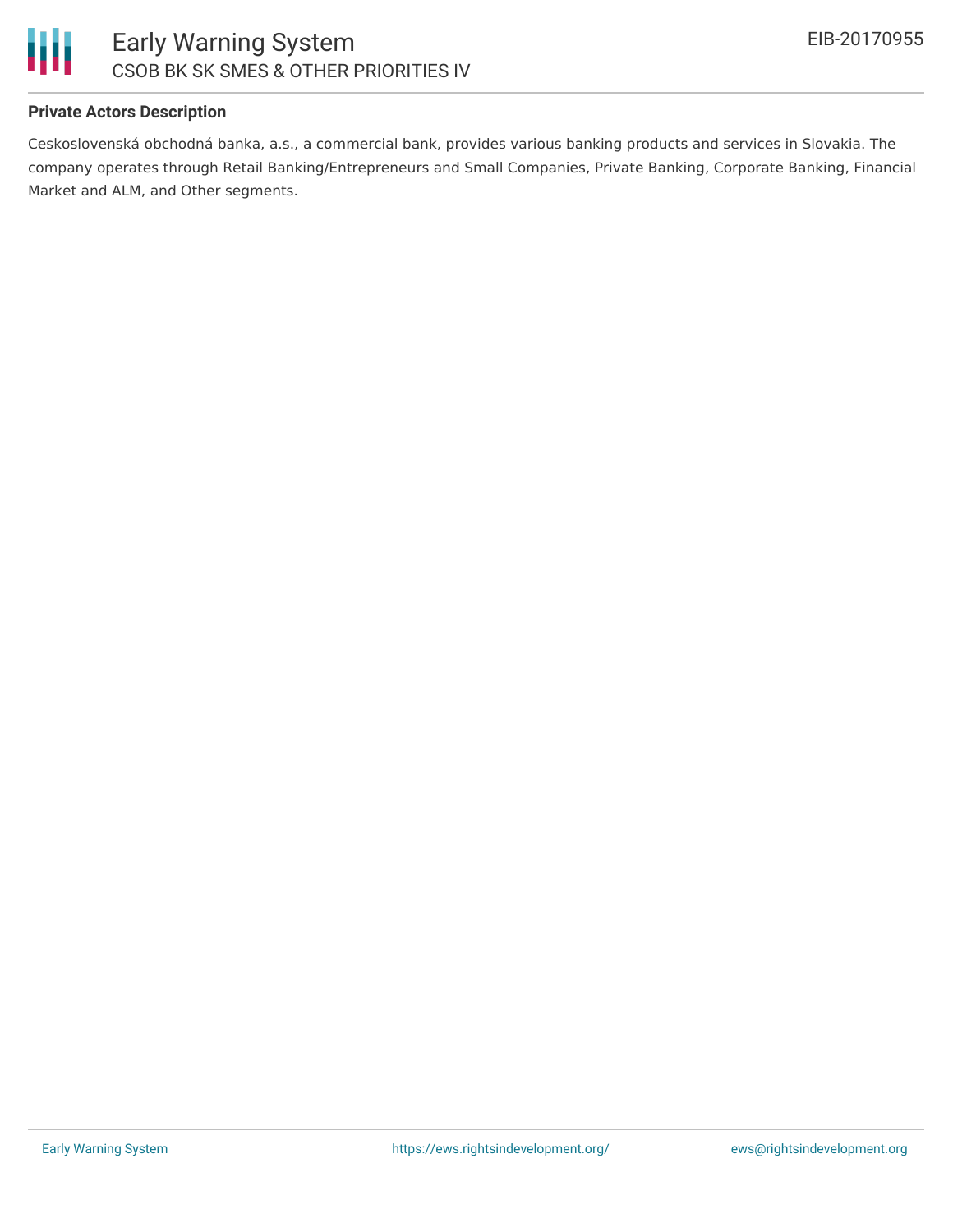**Private Actors Description**

Ceskoslovenská obchodná banka, a.s., a commercial bank, provides various banking products and services in Slovakia. The company operates through Retail Banking/Entrepreneurs and Small Companies, Private Banking, Corporate Banking, Financial Market and ALM, and Other segments.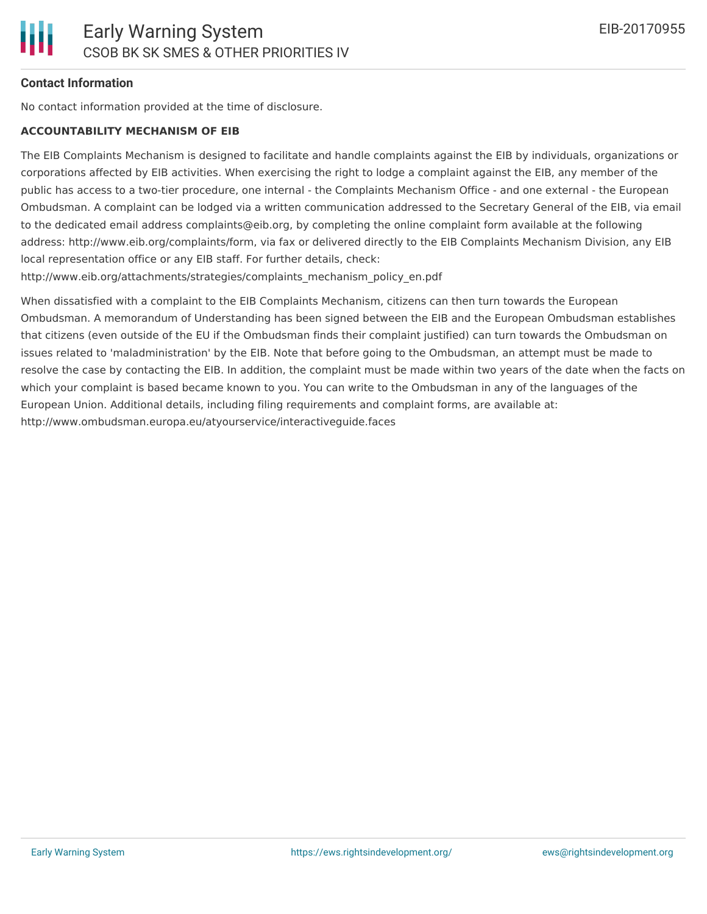### Contact Information

No contact information provided at the time of disclosure.

**ACCOUNTABILITY MECHANISM OF EIB**

The EIB Complaints Mechanism is designed to facilitate and handle complaints against the EIB by individuals, organizations or corporations affected by EIB activities. When exercising the right to lodge a complaint against the EIB, any member of the public has access to a two-tier procedure, one internal - the Complaints Mechanism Office - and one external - the European Ombudsman. A complaint can be lodged via a written communication addressed to the Secretary General of the EIB, via email to the dedicated email address complaints@eib.org, by completing the online complaint form available at the following address: http://www.eib.org/complaints/form, via fax or delivered directly to the EIB Complaints Mechanism Division, any EIB local representation office or any EIB staff. For further details, check: http://www.eib.org/attachments/strategies/complaints_mechanism_policy_en.pdf

When dissatisfied with a complaint to the EIB Complaints Mechanism, citizens can then turn towards the European Ombudsman. A memorandum of Understanding has been signed between the EIB and the European Ombudsman establishes that citizens (even outside of the EU if the Ombudsman finds their complaint justified) can turn towards the Ombudsman on issues related to 'maladministration' by the EIB. Note that before going to the Ombudsman, an attempt must be made to resolve the case by contacting the EIB. In addition, the complaint must be made within two years of the date when the facts on which your complaint is based became known to you. You can write to the Ombudsman in any of the languages of the European Union. Additional details, including filing requirements and complaint forms, are available at: http://www.ombudsman.europa.eu/atyourservice/interactiveguide.faces